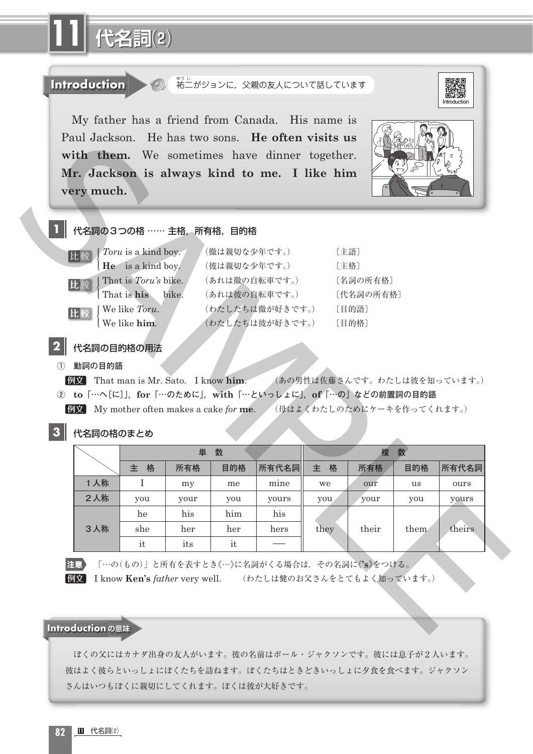# 11 代名詞(2)

**Introduction** 祐二がジョンに，父親の友人について話しています

My father has a friend from Canada. His name is Paul Jackson. He has two sons. **He often visits us with them.** We sometimes have dinner together. **Mr. Jackson is always kind to me. I like him very much.**

## 1 代名詞の３つの格 …… 主格，所有格，目的格

比較
- *Toru* is a kind boy. （徹は親切な少年です。） 〔主語〕
- **He** is a kind boy. （彼は親切な少年です。） 〔主格〕

比較
- That is *Toru's* bike. （あれは徹の自転車です。） 〔名詞の所有格〕
- That is **his** bike. （あれは彼の自転車です。） 〔代名詞の所有格〕

比較
- We like *Toru*. （わたしたちは徹が好きです。） 〔目的語〕
- We like **him**. （わたしたちは彼が好きです。） 〔目的格〕

## 2 代名詞の目的格の用法

① 動詞の目的語

例文 That man is Mr. Sato. I know **him**. （あの男性は佐藤さんです。わたしは彼を知っています。）

② **to**「…へ[に]」，**for**「…のために」，**with**「…といっしょに」，**of**「…の」などの前置詞の目的語

例文 My mother often makes a cake *for* **me**. （母はよくわたしのためにケーキを作ってくれます。）

## 3 代名詞の格のまとめ

| | 単数 | | | | 複数 | | | |
|---|---|---|---|---|---|---|---|---|
| | 主 格 | 所有格 | 目的格 | 所有代名詞 | 主 格 | 所有格 | 目的格 | 所有代名詞 |
| １人称 | I | my | me | mine | we | our | us | ours |
| ２人称 | you | your | you | yours | you | your | you | yours |
| ３人称 | he | his | him | his | they | their | them | theirs |
| | she | her | her | hers | | | | |
| | it | its | it | — | | | | |

注意 「…の(もの)」と所有を表すとき《…》に名詞がくる場合は，その名詞に《**'s**》をつける。

例文 I know **Ken's** *father* very well. （わたしは健のお父さんをとてもよく知っています。）

**Introduction の意味**

ぼくの父にはカナダ出身の友人がいます。彼の名前はポール・ジャクソンです。彼には息子が２人います。彼はよく彼らといっしょにぼくたちを訪ねます。ぼくたちはときどきいっしょに夕食を食べます。ジャクソンさんはいつもぼくに親切にしてくれます。ぼくは彼が大好きです。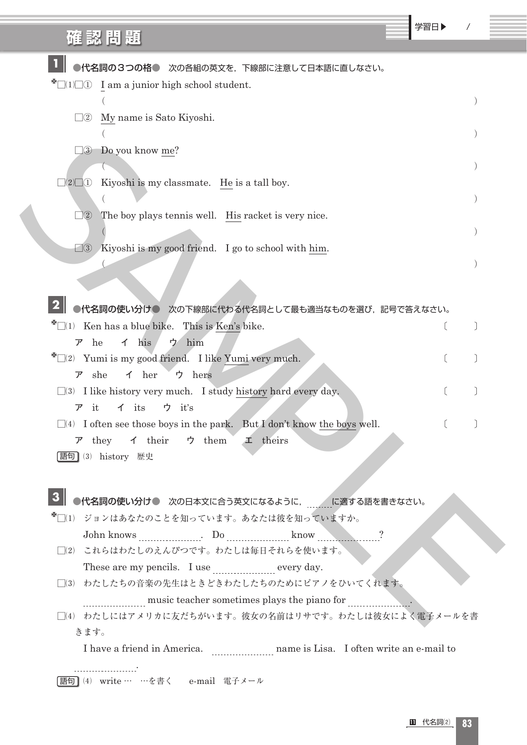# 確認問題

## 1 ●代名詞の３つの格● 次の各組の英文を，下線部に注意して日本語に直しなさい。

✽□(1)□① <u>I</u> am a junior high school student.

（　　　　　　　　　　　　　　　　　　　　　　　　　　　　）

□② <u>My</u> name is Sato Kiyoshi.

（　　　　　　　　　　　　　　　　　　　　　　　　　　　　）

□③ Do you know <u>me</u>?

（　　　　　　　　　　　　　　　　　　　　　　　　　　　　）

□(2)□① Kiyoshi is my classmate. <u>He</u> is a tall boy.

（　　　　　　　　　　　　　　　　　　　　　　　　　　　　）

□② The boy plays tennis well. <u>His</u> racket is very nice.

（　　　　　　　　　　　　　　　　　　　　　　　　　　　　）

□③ Kiyoshi is my good friend. I go to school with <u>him</u>.

（　　　　　　　　　　　　　　　　　　　　　　　　　　　　）

## 2 ●代名詞の使い分け● 次の下線部に代わる代名詞として最も適当なものを選び，記号で答えなさい。

✽□(1) Ken has a blue bike. This is <u>Ken's</u> bike.　〔　　　〕

ア he　イ his　ウ him

✽□(2) Yumi is my good friend. I like <u>Yumi</u> very much.　〔　　　〕

ア she　イ her　ウ hers

□(3) I like history very much. I study <u>history</u> hard every day.　〔　　　〕

ア it　イ its　ウ it's

□(4) I often see those boys in the park. But I don't know <u>the boys</u> well.　〔　　　〕

ア they　イ their　ウ them　エ theirs

語句 (3) history 歴史

## 3 ●代名詞の使い分け● 次の日本文に合う英文になるように，＿＿に適する語を書きなさい。

✽□(1) ジョンはあなたのことを知っています。あなたは彼を知っていますか。

John knows ＿＿＿＿. Do ＿＿＿＿ know ＿＿＿＿?

□(2) これらはわたしのえんぴつです。わたしは毎日それらを使います。

These are my pencils. I use ＿＿＿＿ every day.

□(3) わたしたちの音楽の先生はときどきわたしたちのためにピアノをひいてくれます。

＿＿＿＿ music teacher sometimes plays the piano for ＿＿＿＿.

□(4) わたしにはアメリカに友だちがいます。彼女の名前はリサです。わたしは彼女によく電子メールを書きます。

I have a friend in America. ＿＿＿＿ name is Lisa. I often write an e-mail to ＿＿＿＿.

語句 (4) write … …を書く　e-mail 電子メール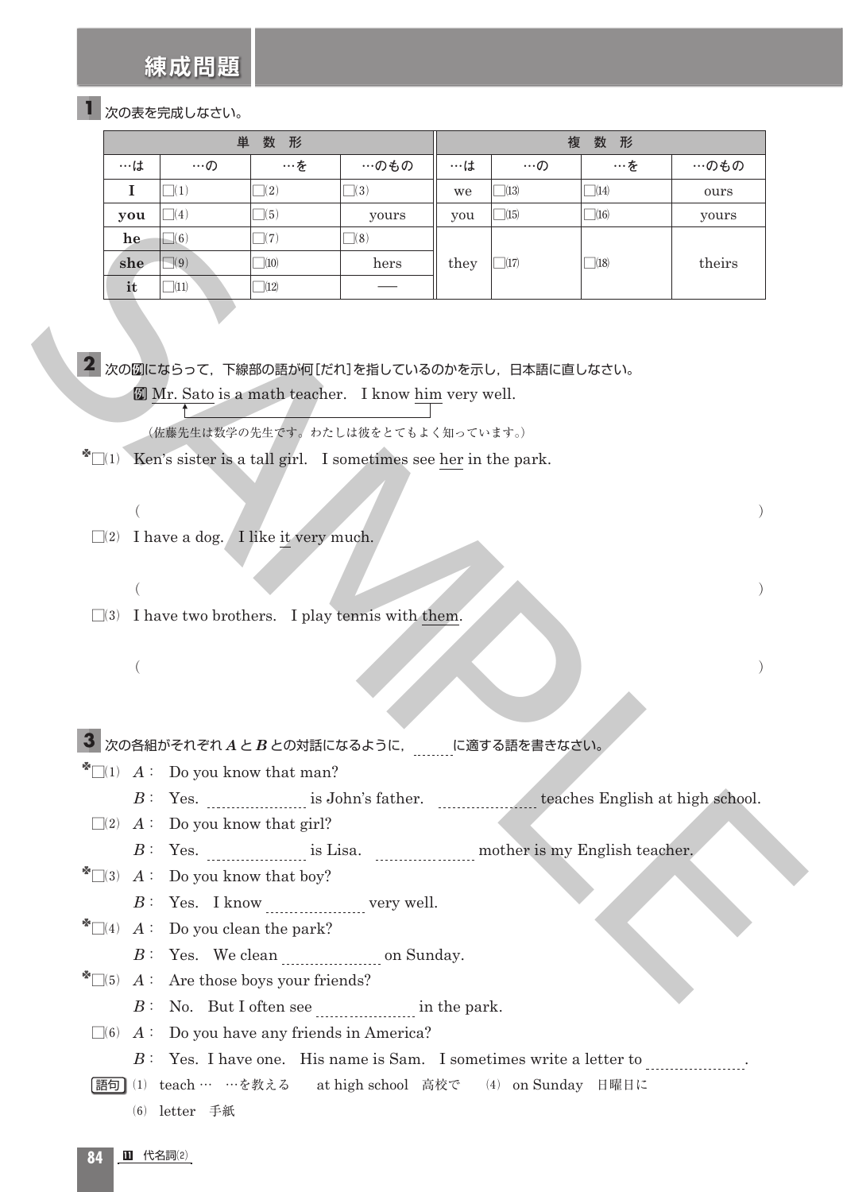# 練成問題

**1** 次の表を完成しなさい。

| 単数形 | | | | 複数形 | | | |
|---|---|---|---|---|---|---|---|
| …は | …の | …を | …のもの | …は | …の | …を | …のもの |
| **I** | □(1) | □(2) | □(3) | we | □(13) | □(14) | ours |
| **you** | □(4) | □(5) | yours | you | □(15) | □(16) | yours |
| **he** | □(6) | □(7) | □(8) | they | □(17) | □(18) | theirs |
| **she** | □(9) | □(10) | hers | | | | |
| **it** | □(11) | □(12) | ── | | | | |

**2** 次の例にならって，下線部の語が何[だれ]を指しているのかを示し，日本語に直しなさい。

例 Mr. Sato is a math teacher.　I know <u>him</u> very well.

（佐藤先生は数学の先生です。わたしは彼をとてもよく知っています。）

✽□(1) Ken's sister is a tall girl.　I sometimes see <u>her</u> in the park.

（　　　　　　　　　　　　　　　　　　　　　　　　　　　　）

□(2) I have a dog.　I like <u>it</u> very much.

（　　　　　　　　　　　　　　　　　　　　　　　　　　　　）

□(3) I have two brothers.　I play tennis with <u>them</u>.

（　　　　　　　　　　　　　　　　　　　　　　　　　　　　）

**3** 次の各組がそれぞれ *A* と *B* との対話になるように，______に適する語を書きなさい。

✽□(1) *A*： Do you know that man?
　*B*： Yes. ______ is John's father. ______ teaches English at high school.

□(2) *A*： Do you know that girl?
　*B*： Yes. ______ is Lisa. ______ mother is my English teacher.

✽□(3) *A*： Do you know that boy?
　*B*： Yes. I know ______ very well.

✽□(4) *A*： Do you clean the park?
　*B*： Yes. We clean ______ on Sunday.

✽□(5) *A*： Are those boys your friends?
　*B*： No. But I often see ______ in the park.

□(6) *A*： Do you have any friends in America?
　*B*： Yes. I have one. His name is Sam. I sometimes write a letter to ______.

語句 (1) teach … …を教える　at high school 高校で　(4) on Sunday 日曜日に
(6) letter 手紙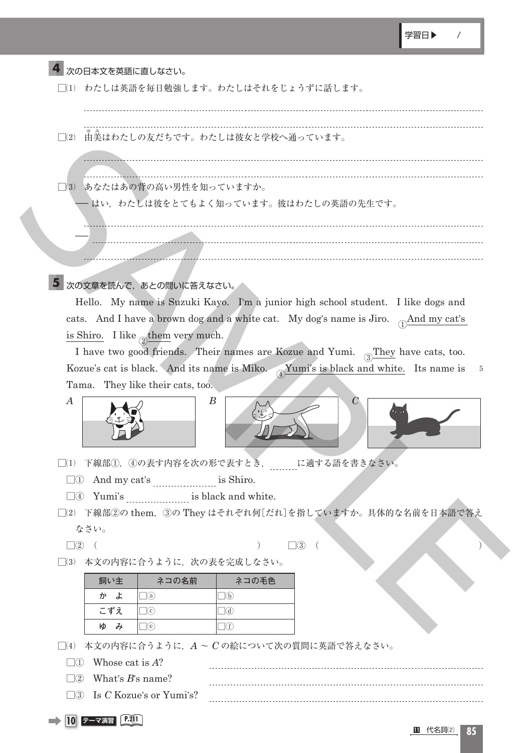学習日▶　　/

## 4 次の日本文を英語に直しなさい。

□(1) わたしは英語を毎日勉強します。わたしはそれをじょうずに話します。

□(2) 由美(ゆみ)はわたしの友だちです。わたしは彼女と学校へ通っています。

□(3) あなたはあの背の高い男性を知っていますか。
── はい，わたしは彼をとてもよく知っています。彼はわたしの英語の先生です。

──

## 5 次の文章を読んで，あとの問いに答えなさい。

Hello. My name is Suzuki Kayo. I'm a junior high school student. I like dogs and cats. And I have a brown dog and a white cat. My dog's name is Jiro. ①<u>And my cat's is Shiro.</u> I like ②<u>them</u> very much.

I have two good friends. Their names are Kozue and Yumi. ③<u>They</u> have cats, too. Kozue's cat is black. And its name is Miko. ④<u>Yumi's is black and white.</u> Its name is Tama. They like their cats, too.

A　　B　　C

□(1) 下線部①，④の表す内容を次の形で表すとき，＿＿に適する語を書きなさい。

□① And my cat's ＿＿＿＿ is Shiro.

□④ Yumi's ＿＿＿＿ is black and white.

□(2) 下線部②の them，③の They はそれぞれ何[だれ]を指していますか。具体的な名前を日本語で答えなさい。

□②（　　　　　　　　　　）　□③（　　　　　　　　　　）

□(3) 本文の内容に合うように，次の表を完成しなさい。

| 飼い主 | ネコの名前 | ネコの毛色 |
| --- | --- | --- |
| か　よ | □ⓐ | □ⓑ |
| こずえ | □ⓒ | □ⓓ |
| ゆ　み | □ⓔ | □ⓕ |

□(4) 本文の内容に合うように，*A* ～ *C* の絵について次の質問に英語で答えなさい。

□① Whose cat is *A*?

□② What's *B*'s name?

□③ Is *C* Kozue's or Yumi's?

➡ 10 テーマ演習 P.211

11 代名詞(2)